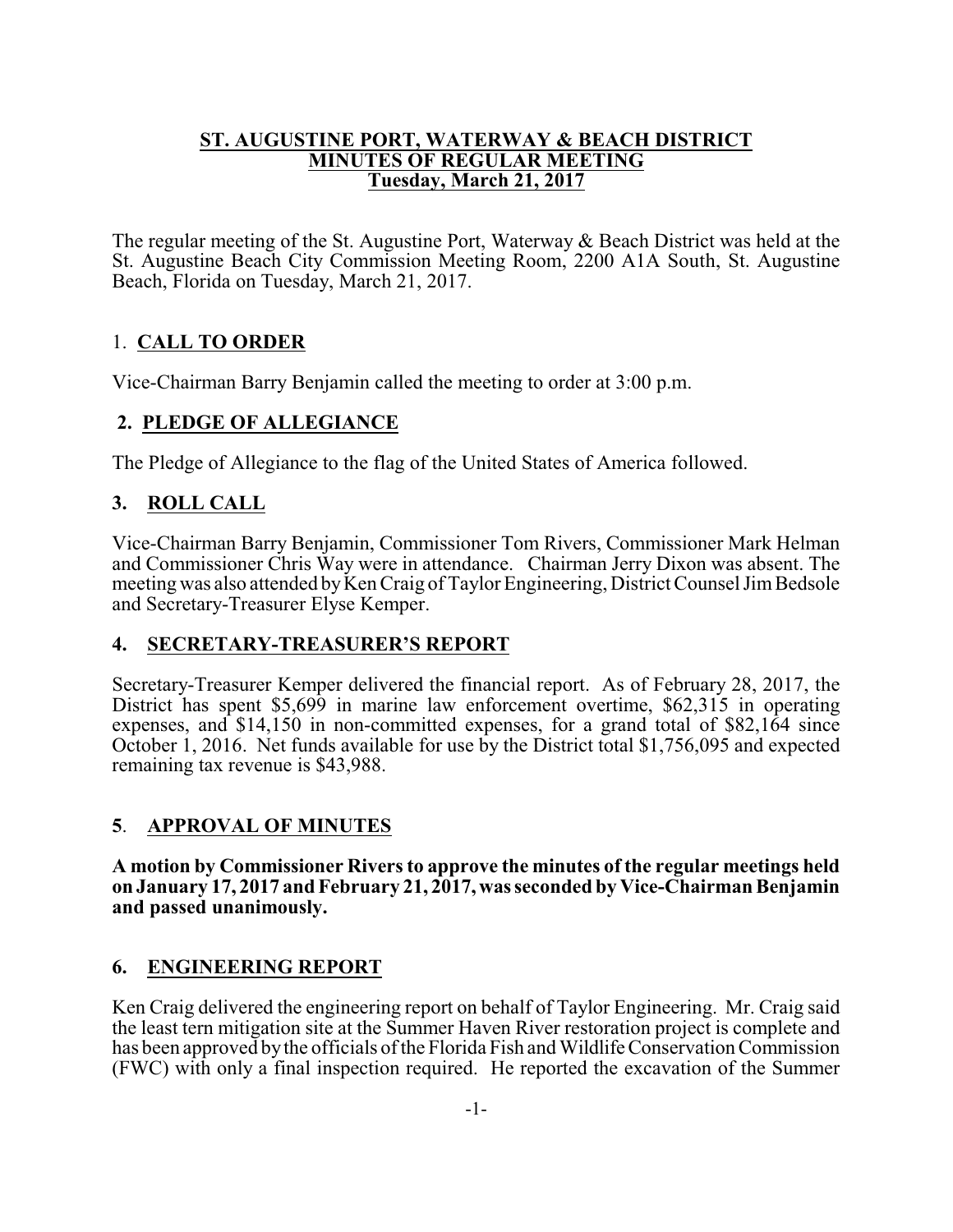# ST. AUGUSTINE PORT, WATERWAY & BEACH DISTRICT
## MINUTES OF REGULAR MEETING
## Tuesday, March 21, 2017

The regular meeting of the St. Augustine Port, Waterway & Beach District was held at the St. Augustine Beach City Commission Meeting Room, 2200 A1A South, St. Augustine Beach, Florida on Tuesday, March 21, 2017.

## 1. CALL TO ORDER

Vice-Chairman Barry Benjamin called the meeting to order at 3:00 p.m.

## 2. PLEDGE OF ALLEGIANCE

The Pledge of Allegiance to the flag of the United States of America followed.

## 3. ROLL CALL

Vice-Chairman Barry Benjamin, Commissioner Tom Rivers, Commissioner Mark Helman and Commissioner Chris Way were in attendance. Chairman Jerry Dixon was absent. The meeting was also attended by Ken Craig of Taylor Engineering, District Counsel Jim Bedsole and Secretary-Treasurer Elyse Kemper.

## 4. SECRETARY-TREASURER'S REPORT

Secretary-Treasurer Kemper delivered the financial report. As of February 28, 2017, the District has spent $5,699 in marine law enforcement overtime, $62,315 in operating expenses, and $14,150 in non-committed expenses, for a grand total of $82,164 since October 1, 2016. Net funds available for use by the District total $1,756,095 and expected remaining tax revenue is $43,988.

## 5. APPROVAL OF MINUTES

**A motion by Commissioner Rivers to approve the minutes of the regular meetings held on January 17, 2017 and February 21, 2017, was seconded by Vice-Chairman Benjamin and passed unanimously.**

## 6. ENGINEERING REPORT

Ken Craig delivered the engineering report on behalf of Taylor Engineering. Mr. Craig said the least tern mitigation site at the Summer Haven River restoration project is complete and has been approved by the officials of the Florida Fish and Wildlife Conservation Commission (FWC) with only a final inspection required. He reported the excavation of the Summer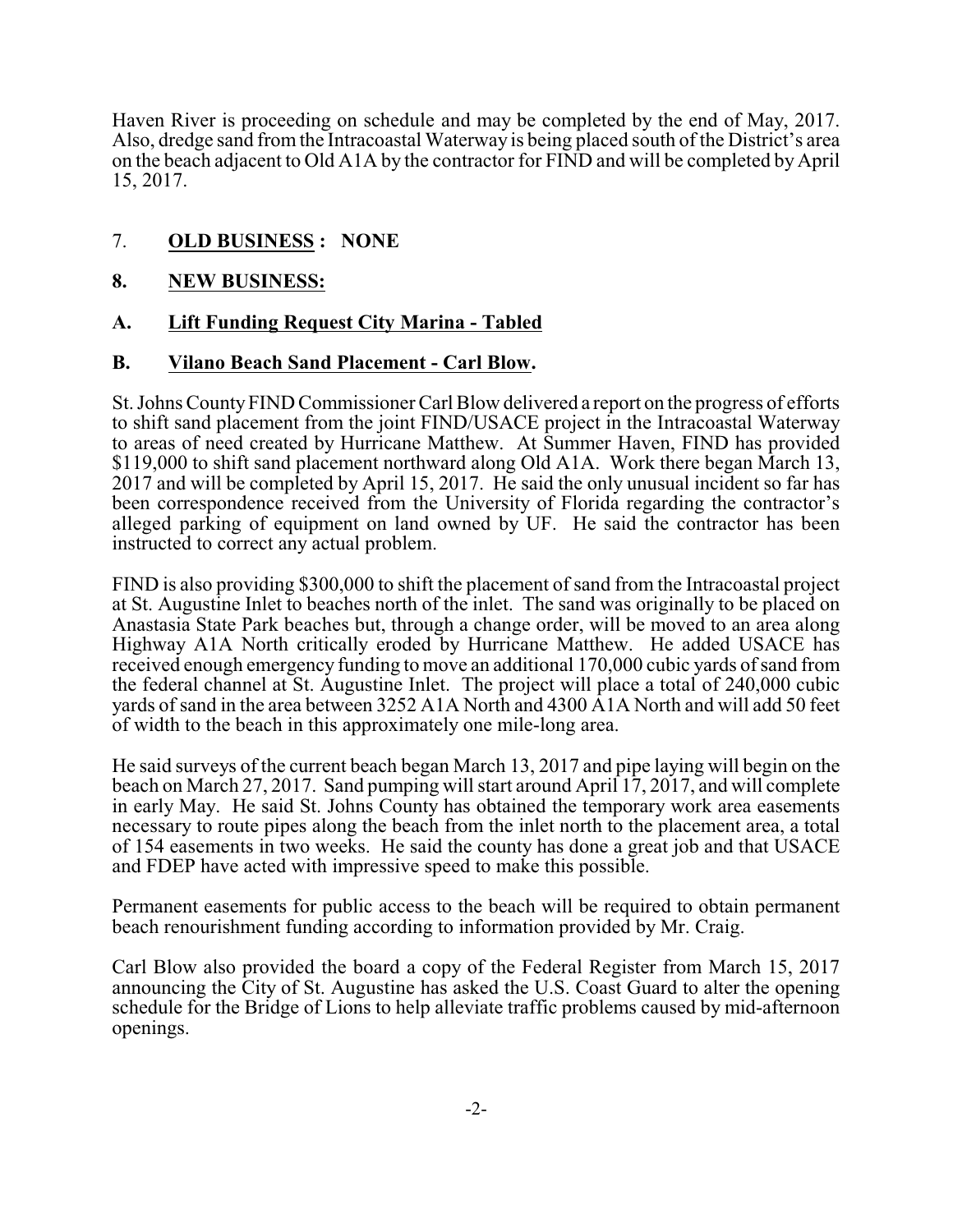Haven River is proceeding on schedule and may be completed by the end of May, 2017. Also, dredge sand from the Intracoastal Waterway is being placed south of the District's area on the beach adjacent to Old A1A by the contractor for FIND and will be completed by April 15, 2017.

7. **OLD BUSINESS : NONE**

**8. NEW BUSINESS:**

**A. Lift Funding Request City Marina - Tabled**

**B. Vilano Beach Sand Placement - Carl Blow.**

St. Johns County FIND Commissioner Carl Blow delivered a report on the progress of efforts to shift sand placement from the joint FIND/USACE project in the Intracoastal Waterway to areas of need created by Hurricane Matthew. At Summer Haven, FIND has provided \$119,000 to shift sand placement northward along Old A1A. Work there began March 13, 2017 and will be completed by April 15, 2017. He said the only unusual incident so far has been correspondence received from the University of Florida regarding the contractor's alleged parking of equipment on land owned by UF. He said the contractor has been instructed to correct any actual problem.

FIND is also providing \$300,000 to shift the placement of sand from the Intracoastal project at St. Augustine Inlet to beaches north of the inlet. The sand was originally to be placed on Anastasia State Park beaches but, through a change order, will be moved to an area along Highway A1A North critically eroded by Hurricane Matthew. He added USACE has received enough emergency funding to move an additional 170,000 cubic yards of sand from the federal channel at St. Augustine Inlet. The project will place a total of 240,000 cubic yards of sand in the area between 3252 A1A North and 4300 A1A North and will add 50 feet of width to the beach in this approximately one mile-long area.

He said surveys of the current beach began March 13, 2017 and pipe laying will begin on the beach on March 27, 2017. Sand pumping will start around April 17, 2017, and will complete in early May. He said St. Johns County has obtained the temporary work area easements necessary to route pipes along the beach from the inlet north to the placement area, a total of 154 easements in two weeks. He said the county has done a great job and that USACE and FDEP have acted with impressive speed to make this possible.

Permanent easements for public access to the beach will be required to obtain permanent beach renourishment funding according to information provided by Mr. Craig.

Carl Blow also provided the board a copy of the Federal Register from March 15, 2017 announcing the City of St. Augustine has asked the U.S. Coast Guard to alter the opening schedule for the Bridge of Lions to help alleviate traffic problems caused by mid-afternoon openings.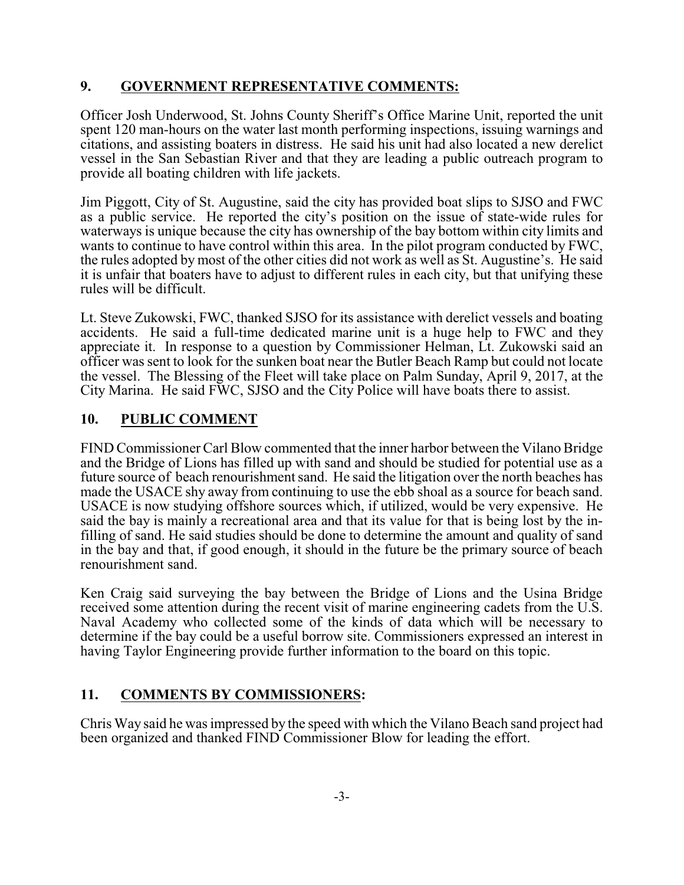## 9. GOVERNMENT REPRESENTATIVE COMMENTS:

Officer Josh Underwood, St. Johns County Sheriff's Office Marine Unit, reported the unit spent 120 man-hours on the water last month performing inspections, issuing warnings and citations, and assisting boaters in distress. He said his unit had also located a new derelict vessel in the San Sebastian River and that they are leading a public outreach program to provide all boating children with life jackets.

Jim Piggott, City of St. Augustine, said the city has provided boat slips to SJSO and FWC as a public service. He reported the city's position on the issue of state-wide rules for waterways is unique because the city has ownership of the bay bottom within city limits and wants to continue to have control within this area. In the pilot program conducted by FWC, the rules adopted by most of the other cities did not work as well as St. Augustine's. He said it is unfair that boaters have to adjust to different rules in each city, but that unifying these rules will be difficult.

Lt. Steve Zukowski, FWC, thanked SJSO for its assistance with derelict vessels and boating accidents. He said a full-time dedicated marine unit is a huge help to FWC and they appreciate it. In response to a question by Commissioner Helman, Lt. Zukowski said an officer was sent to look for the sunken boat near the Butler Beach Ramp but could not locate the vessel. The Blessing of the Fleet will take place on Palm Sunday, April 9, 2017, at the City Marina. He said FWC, SJSO and the City Police will have boats there to assist.

## 10. PUBLIC COMMENT

FIND Commissioner Carl Blow commented that the inner harbor between the Vilano Bridge and the Bridge of Lions has filled up with sand and should be studied for potential use as a future source of beach renourishment sand. He said the litigation over the north beaches has made the USACE shy away from continuing to use the ebb shoal as a source for beach sand. USACE is now studying offshore sources which, if utilized, would be very expensive. He said the bay is mainly a recreational area and that its value for that is being lost by the in-filling of sand. He said studies should be done to determine the amount and quality of sand in the bay and that, if good enough, it should in the future be the primary source of beach renourishment sand.

Ken Craig said surveying the bay between the Bridge of Lions and the Usina Bridge received some attention during the recent visit of marine engineering cadets from the U.S. Naval Academy who collected some of the kinds of data which will be necessary to determine if the bay could be a useful borrow site. Commissioners expressed an interest in having Taylor Engineering provide further information to the board on this topic.

## 11. COMMENTS BY COMMISSIONERS:

Chris Way said he was impressed by the speed with which the Vilano Beach sand project had been organized and thanked FIND Commissioner Blow for leading the effort.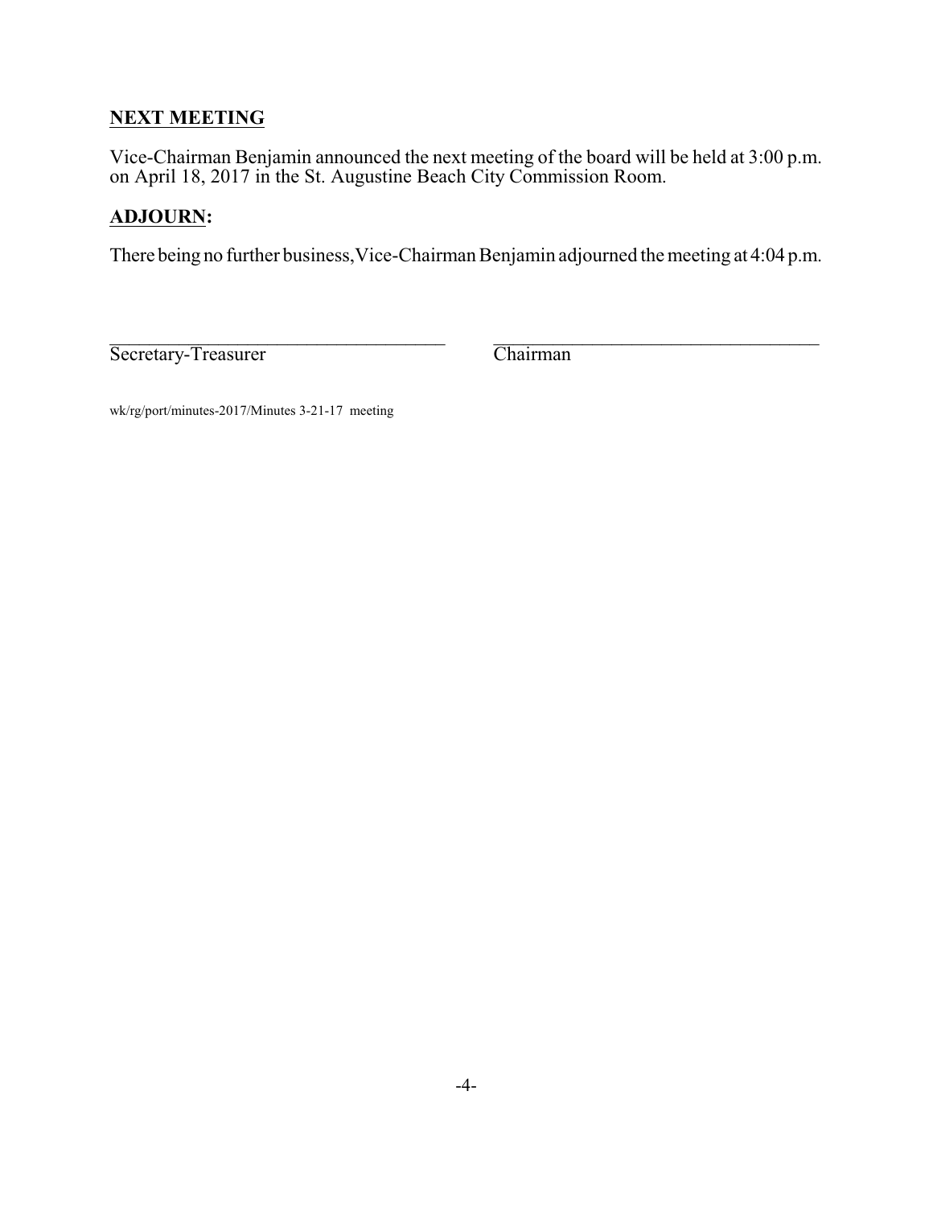## **NEXT MEETING**

Vice-Chairman Benjamin announced the next meeting of the board will be held at 3:00 p.m. on April 18, 2017 in the St. Augustine Beach City Commission Room.

## **ADJOURN:**

There being no further business, Vice-Chairman Benjamin adjourned the meeting at 4:04 p.m.

\_\_\_\_\_\_\_\_\_\_\_\_\_\_\_\_\_\_\_\_\_\_\_\_\_\_\_\_\_\_\_\_\_\_\_\_  
Secretary-Treasurer

\_\_\_\_\_\_\_\_\_\_\_\_\_\_\_\_\_\_\_\_\_\_\_\_\_\_\_\_\_\_\_\_\_\_\_\_  
Chairman

wk/rg/port/minutes-2017/Minutes 3-21-17 meeting